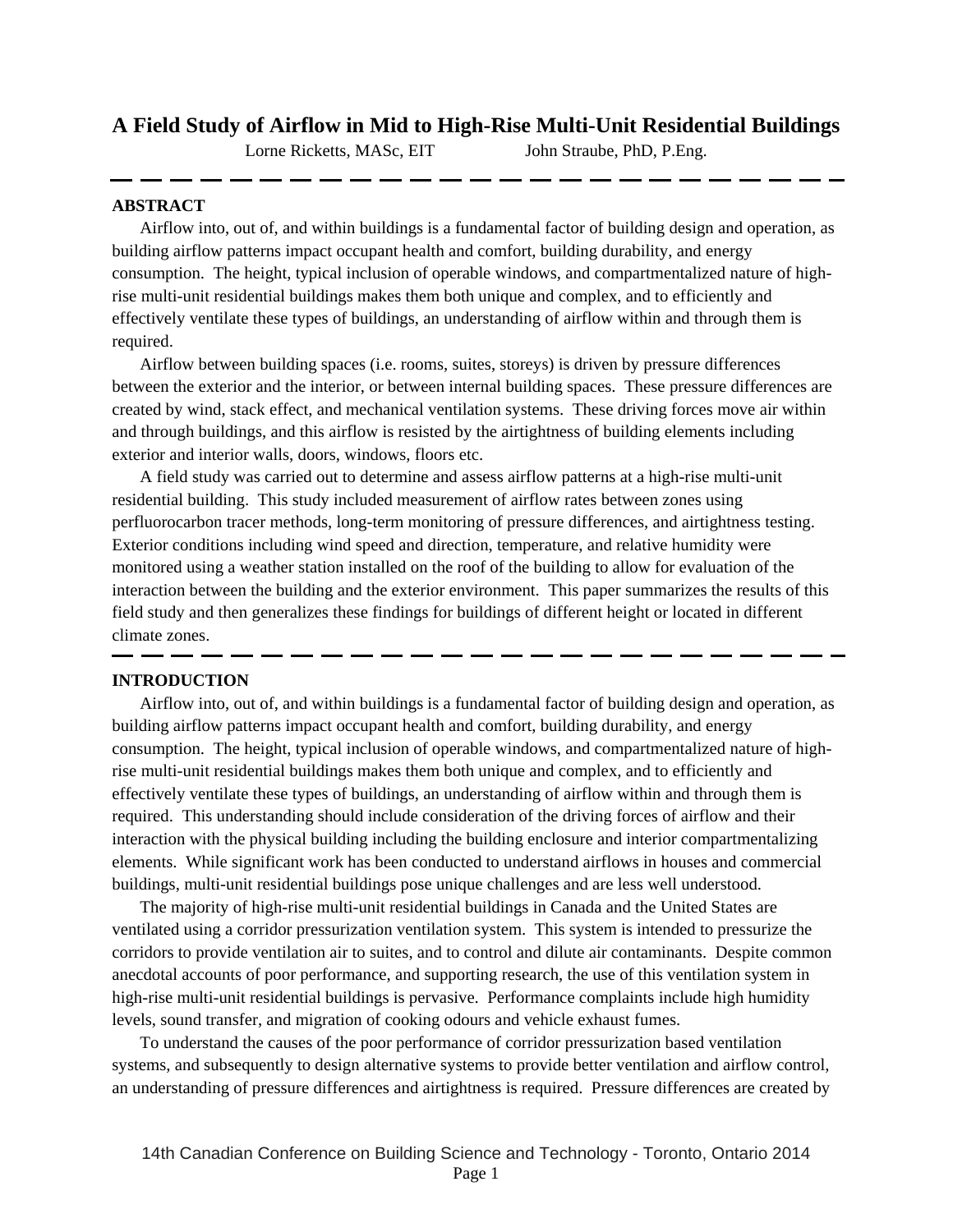# A Field Study of Airflow in Mid to High-Rise Multi-Unit Residential Buildings

Lorne Ricketts, MASc, EIT John Straube, PhD, P.Eng.

---

## ABSTRACT

Airflow into, out of, and within buildings is a fundamental factor of building design and operation, as building airflow patterns impact occupant health and comfort, building durability, and energy consumption. The height, typical inclusion of operable windows, and compartmentalized nature of high-rise multi-unit residential buildings makes them both unique and complex, and to efficiently and effectively ventilate these types of buildings, an understanding of airflow within and through them is required.

Airflow between building spaces (i.e. rooms, suites, storeys) is driven by pressure differences between the exterior and the interior, or between internal building spaces. These pressure differences are created by wind, stack effect, and mechanical ventilation systems. These driving forces move air within and through buildings, and this airflow is resisted by the airtightness of building elements including exterior and interior walls, doors, windows, floors etc.

A field study was carried out to determine and assess airflow patterns at a high-rise multi-unit residential building. This study included measurement of airflow rates between zones using perfluorocarbon tracer methods, long-term monitoring of pressure differences, and airtightness testing. Exterior conditions including wind speed and direction, temperature, and relative humidity were monitored using a weather station installed on the roof of the building to allow for evaluation of the interaction between the building and the exterior environment. This paper summarizes the results of this field study and then generalizes these findings for buildings of different height or located in different climate zones.

---

## INTRODUCTION

Airflow into, out of, and within buildings is a fundamental factor of building design and operation, as building airflow patterns impact occupant health and comfort, building durability, and energy consumption. The height, typical inclusion of operable windows, and compartmentalized nature of high-rise multi-unit residential buildings makes them both unique and complex, and to efficiently and effectively ventilate these types of buildings, an understanding of airflow within and through them is required. This understanding should include consideration of the driving forces of airflow and their interaction with the physical building including the building enclosure and interior compartmentalizing elements. While significant work has been conducted to understand airflows in houses and commercial buildings, multi-unit residential buildings pose unique challenges and are less well understood.

The majority of high-rise multi-unit residential buildings in Canada and the United States are ventilated using a corridor pressurization ventilation system. This system is intended to pressurize the corridors to provide ventilation air to suites, and to control and dilute air contaminants. Despite common anecdotal accounts of poor performance, and supporting research, the use of this ventilation system in high-rise multi-unit residential buildings is pervasive. Performance complaints include high humidity levels, sound transfer, and migration of cooking odours and vehicle exhaust fumes.

To understand the causes of the poor performance of corridor pressurization based ventilation systems, and subsequently to design alternative systems to provide better ventilation and airflow control, an understanding of pressure differences and airtightness is required. Pressure differences are created by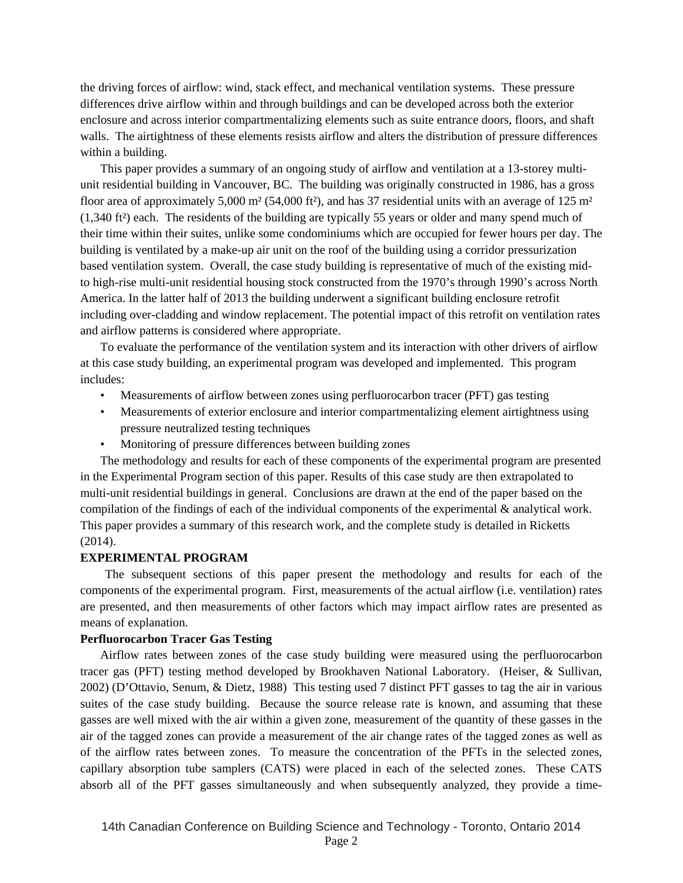the driving forces of airflow: wind, stack effect, and mechanical ventilation systems. These pressure differences drive airflow within and through buildings and can be developed across both the exterior enclosure and across interior compartmentalizing elements such as suite entrance doors, floors, and shaft walls. The airtightness of these elements resists airflow and alters the distribution of pressure differences within a building.

This paper provides a summary of an ongoing study of airflow and ventilation at a 13-storey multi-unit residential building in Vancouver, BC. The building was originally constructed in 1986, has a gross floor area of approximately 5,000 m² (54,000 ft²), and has 37 residential units with an average of 125 m² (1,340 ft²) each. The residents of the building are typically 55 years or older and many spend much of their time within their suites, unlike some condominiums which are occupied for fewer hours per day. The building is ventilated by a make-up air unit on the roof of the building using a corridor pressurization based ventilation system. Overall, the case study building is representative of much of the existing mid- to high-rise multi-unit residential housing stock constructed from the 1970's through 1990's across North America. In the latter half of 2013 the building underwent a significant building enclosure retrofit including over-cladding and window replacement. The potential impact of this retrofit on ventilation rates and airflow patterns is considered where appropriate.

To evaluate the performance of the ventilation system and its interaction with other drivers of airflow at this case study building, an experimental program was developed and implemented. This program includes:

- Measurements of airflow between zones using perfluorocarbon tracer (PFT) gas testing
- Measurements of exterior enclosure and interior compartmentalizing element airtightness using pressure neutralized testing techniques
- Monitoring of pressure differences between building zones

The methodology and results for each of these components of the experimental program are presented in the Experimental Program section of this paper. Results of this case study are then extrapolated to multi-unit residential buildings in general. Conclusions are drawn at the end of the paper based on the compilation of the findings of each of the individual components of the experimental & analytical work. This paper provides a summary of this research work, and the complete study is detailed in Ricketts (2014).

## EXPERIMENTAL PROGRAM

The subsequent sections of this paper present the methodology and results for each of the components of the experimental program. First, measurements of the actual airflow (i.e. ventilation) rates are presented, and then measurements of other factors which may impact airflow rates are presented as means of explanation.

### Perfluorocarbon Tracer Gas Testing

Airflow rates between zones of the case study building were measured using the perfluorocarbon tracer gas (PFT) testing method developed by Brookhaven National Laboratory. (Heiser, & Sullivan, 2002) (D'Ottavio, Senum, & Dietz, 1988) This testing used 7 distinct PFT gasses to tag the air in various suites of the case study building. Because the source release rate is known, and assuming that these gasses are well mixed with the air within a given zone, measurement of the quantity of these gasses in the air of the tagged zones can provide a measurement of the air change rates of the tagged zones as well as of the airflow rates between zones. To measure the concentration of the PFTs in the selected zones, capillary absorption tube samplers (CATS) were placed in each of the selected zones. These CATS absorb all of the PFT gasses simultaneously and when subsequently analyzed, they provide a time-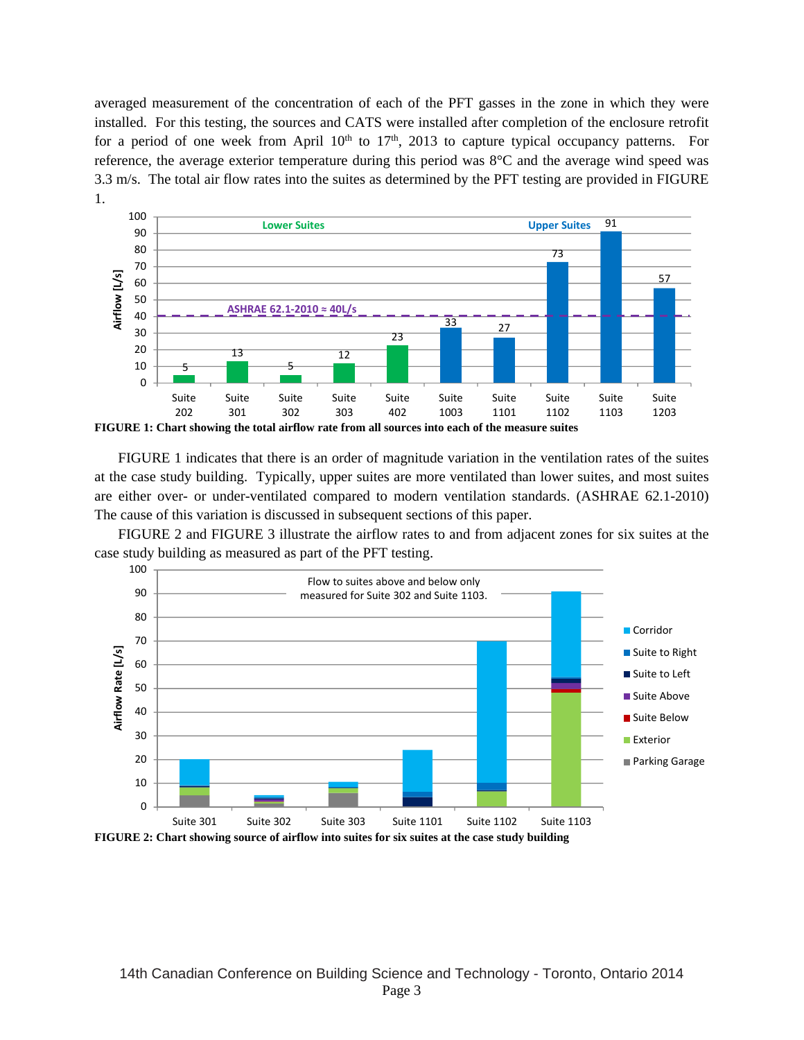averaged measurement of the concentration of each of the PFT gasses in the zone in which they were installed. For this testing, the sources and CATS were installed after completion of the enclosure retrofit for a period of one week from April 10th to 17th, 2013 to capture typical occupancy patterns. For reference, the average exterior temperature during this period was 8°C and the average wind speed was 3.3 m/s. The total air flow rates into the suites as determined by the PFT testing are provided in FIGURE 1.

**FIGURE 1: Chart showing the total airflow rate from all sources into each of the measure suites**

FIGURE 1 indicates that there is an order of magnitude variation in the ventilation rates of the suites at the case study building. Typically, upper suites are more ventilated than lower suites, and most suites are either over- or under-ventilated compared to modern ventilation standards. (ASHRAE 62.1-2010) The cause of this variation is discussed in subsequent sections of this paper.

FIGURE 2 and FIGURE 3 illustrate the airflow rates to and from adjacent zones for six suites at the case study building as measured as part of the PFT testing.

**FIGURE 2: Chart showing source of airflow into suites for six suites at the case study building**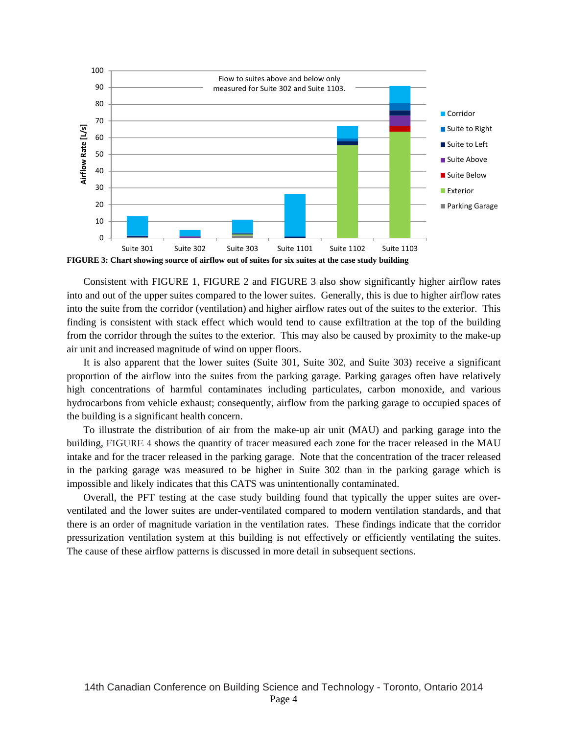FIGURE 3: Chart showing source of airflow out of suites for six suites at the case study building

Consistent with FIGURE 1, FIGURE 2 and FIGURE 3 also show significantly higher airflow rates into and out of the upper suites compared to the lower suites. Generally, this is due to higher airflow rates into the suite from the corridor (ventilation) and higher airflow rates out of the suites to the exterior. This finding is consistent with stack effect which would tend to cause exfiltration at the top of the building from the corridor through the suites to the exterior. This may also be caused by proximity to the make-up air unit and increased magnitude of wind on upper floors.

It is also apparent that the lower suites (Suite 301, Suite 302, and Suite 303) receive a significant proportion of the airflow into the suites from the parking garage. Parking garages often have relatively high concentrations of harmful contaminates including particulates, carbon monoxide, and various hydrocarbons from vehicle exhaust; consequently, airflow from the parking garage to occupied spaces of the building is a significant health concern.

To illustrate the distribution of air from the make-up air unit (MAU) and parking garage into the building, FIGURE 4 shows the quantity of tracer measured each zone for the tracer released in the MAU intake and for the tracer released in the parking garage. Note that the concentration of the tracer released in the parking garage was measured to be higher in Suite 302 than in the parking garage which is impossible and likely indicates that this CATS was unintentionally contaminated.

Overall, the PFT testing at the case study building found that typically the upper suites are over-ventilated and the lower suites are under-ventilated compared to modern ventilation standards, and that there is an order of magnitude variation in the ventilation rates. These findings indicate that the corridor pressurization ventilation system at this building is not effectively or efficiently ventilating the suites. The cause of these airflow patterns is discussed in more detail in subsequent sections.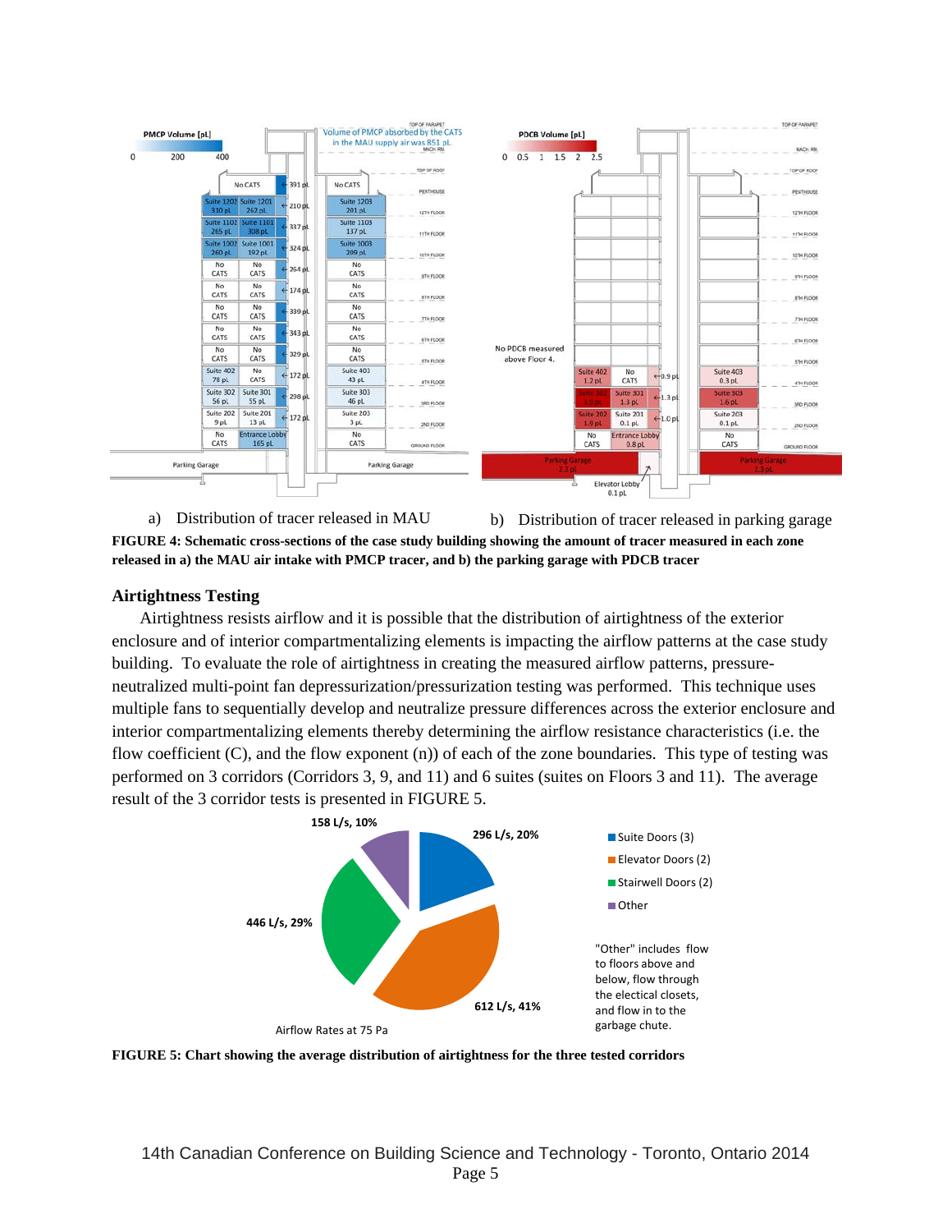a) Distribution of tracer released in MAU b) Distribution of tracer released in parking garage

**FIGURE 4: Schematic cross-sections of the case study building showing the amount of tracer measured in each zone released in a) the MAU air intake with PMCP tracer, and b) the parking garage with PDCB tracer**

## Airtightness Testing

Airtightness resists airflow and it is possible that the distribution of airtightness of the exterior enclosure and of interior compartmentalizing elements is impacting the airflow patterns at the case study building. To evaluate the role of airtightness in creating the measured airflow patterns, pressure-neutralized multi-point fan depressurization/pressurization testing was performed. This technique uses multiple fans to sequentially develop and neutralize pressure differences across the exterior enclosure and interior compartmentalizing elements thereby determining the airflow resistance characteristics (i.e. the flow coefficient (C), and the flow exponent (n)) of each of the zone boundaries. This type of testing was performed on 3 corridors (Corridors 3, 9, and 11) and 6 suites (suites on Floors 3 and 11). The average result of the 3 corridor tests is presented in FIGURE 5.

**FIGURE 5: Chart showing the average distribution of airtightness for the three tested corridors**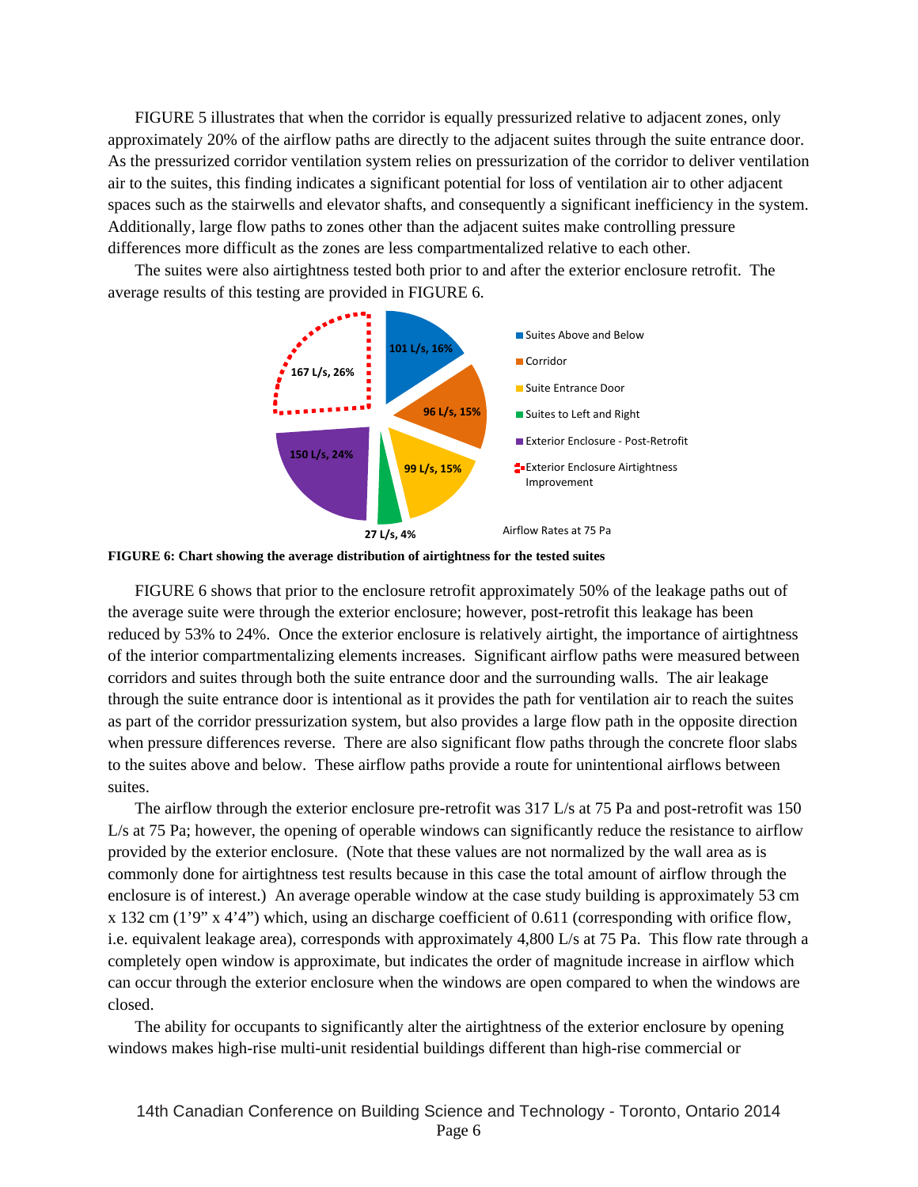FIGURE 5 illustrates that when the corridor is equally pressurized relative to adjacent zones, only approximately 20% of the airflow paths are directly to the adjacent suites through the suite entrance door. As the pressurized corridor ventilation system relies on pressurization of the corridor to deliver ventilation air to the suites, this finding indicates a significant potential for loss of ventilation air to other adjacent spaces such as the stairwells and elevator shafts, and consequently a significant inefficiency in the system. Additionally, large flow paths to zones other than the adjacent suites make controlling pressure differences more difficult as the zones are less compartmentalized relative to each other.

The suites were also airtightness tested both prior to and after the exterior enclosure retrofit. The average results of this testing are provided in FIGURE 6.

| Flow Path | Airflow Rate at 75 Pa | Percentage |
| --- | --- | --- |
| Suites Above and Below | 101 L/s | 16% |
| Corridor | 96 L/s | 15% |
| Suite Entrance Door | 99 L/s | 15% |
| Suites to Left and Right | 27 L/s | 4% |
| Exterior Enclosure - Post-Retrofit | 150 L/s | 24% |
| Exterior Enclosure Airtightness Improvement | 167 L/s | 26% |

Airflow Rates at 75 Pa

**FIGURE 6: Chart showing the average distribution of airtightness for the tested suites**

FIGURE 6 shows that prior to the enclosure retrofit approximately 50% of the leakage paths out of the average suite were through the exterior enclosure; however, post-retrofit this leakage has been reduced by 53% to 24%. Once the exterior enclosure is relatively airtight, the importance of airtightness of the interior compartmentalizing elements increases. Significant airflow paths were measured between corridors and suites through both the suite entrance door and the surrounding walls. The air leakage through the suite entrance door is intentional as it provides the path for ventilation air to reach the suites as part of the corridor pressurization system, but also provides a large flow path in the opposite direction when pressure differences reverse. There are also significant flow paths through the concrete floor slabs to the suites above and below. These airflow paths provide a route for unintentional airflows between suites.

The airflow through the exterior enclosure pre-retrofit was 317 L/s at 75 Pa and post-retrofit was 150 L/s at 75 Pa; however, the opening of operable windows can significantly reduce the resistance to airflow provided by the exterior enclosure. (Note that these values are not normalized by the wall area as is commonly done for airtightness test results because in this case the total amount of airflow through the enclosure is of interest.) An average operable window at the case study building is approximately 53 cm x 132 cm (1'9" x 4'4") which, using an discharge coefficient of 0.611 (corresponding with orifice flow, i.e. equivalent leakage area), corresponds with approximately 4,800 L/s at 75 Pa. This flow rate through a completely open window is approximate, but indicates the order of magnitude increase in airflow which can occur through the exterior enclosure when the windows are open compared to when the windows are closed.

The ability for occupants to significantly alter the airtightness of the exterior enclosure by opening windows makes high-rise multi-unit residential buildings different than high-rise commercial or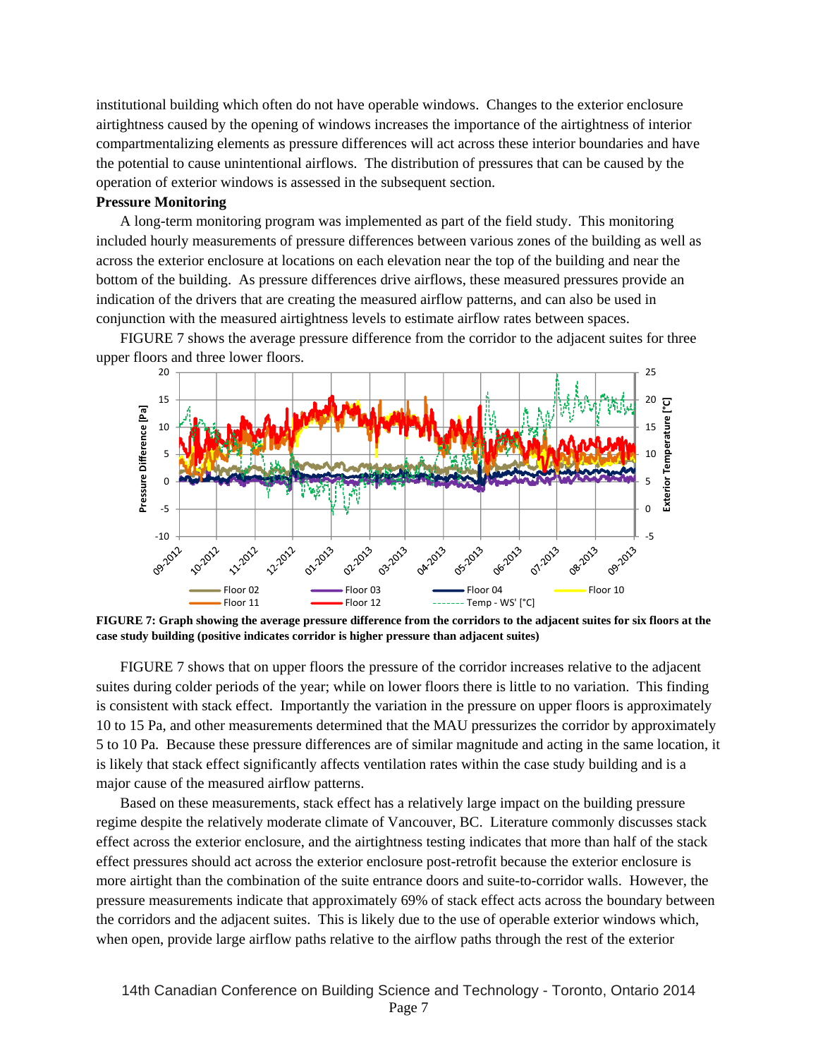institutional building which often do not have operable windows. Changes to the exterior enclosure airtightness caused by the opening of windows increases the importance of the airtightness of interior compartmentalizing elements as pressure differences will act across these interior boundaries and have the potential to cause unintentional airflows. The distribution of pressures that can be caused by the operation of exterior windows is assessed in the subsequent section.

**Pressure Monitoring**

A long-term monitoring program was implemented as part of the field study. This monitoring included hourly measurements of pressure differences between various zones of the building as well as across the exterior enclosure at locations on each elevation near the top of the building and near the bottom of the building. As pressure differences drive airflows, these measured pressures provide an indication of the drivers that are creating the measured airflow patterns, and can also be used in conjunction with the measured airtightness levels to estimate airflow rates between spaces.

FIGURE 7 shows the average pressure difference from the corridor to the adjacent suites for three upper floors and three lower floors.

**FIGURE 7: Graph showing the average pressure difference from the corridors to the adjacent suites for six floors at the case study building (positive indicates corridor is higher pressure than adjacent suites)**

FIGURE 7 shows that on upper floors the pressure of the corridor increases relative to the adjacent suites during colder periods of the year; while on lower floors there is little to no variation. This finding is consistent with stack effect. Importantly the variation in the pressure on upper floors is approximately 10 to 15 Pa, and other measurements determined that the MAU pressurizes the corridor by approximately 5 to 10 Pa. Because these pressure differences are of similar magnitude and acting in the same location, it is likely that stack effect significantly affects ventilation rates within the case study building and is a major cause of the measured airflow patterns.

Based on these measurements, stack effect has a relatively large impact on the building pressure regime despite the relatively moderate climate of Vancouver, BC. Literature commonly discusses stack effect across the exterior enclosure, and the airtightness testing indicates that more than half of the stack effect pressures should act across the exterior enclosure post-retrofit because the exterior enclosure is more airtight than the combination of the suite entrance doors and suite-to-corridor walls. However, the pressure measurements indicate that approximately 69% of stack effect acts across the boundary between the corridors and the adjacent suites. This is likely due to the use of operable exterior windows which, when open, provide large airflow paths relative to the airflow paths through the rest of the exterior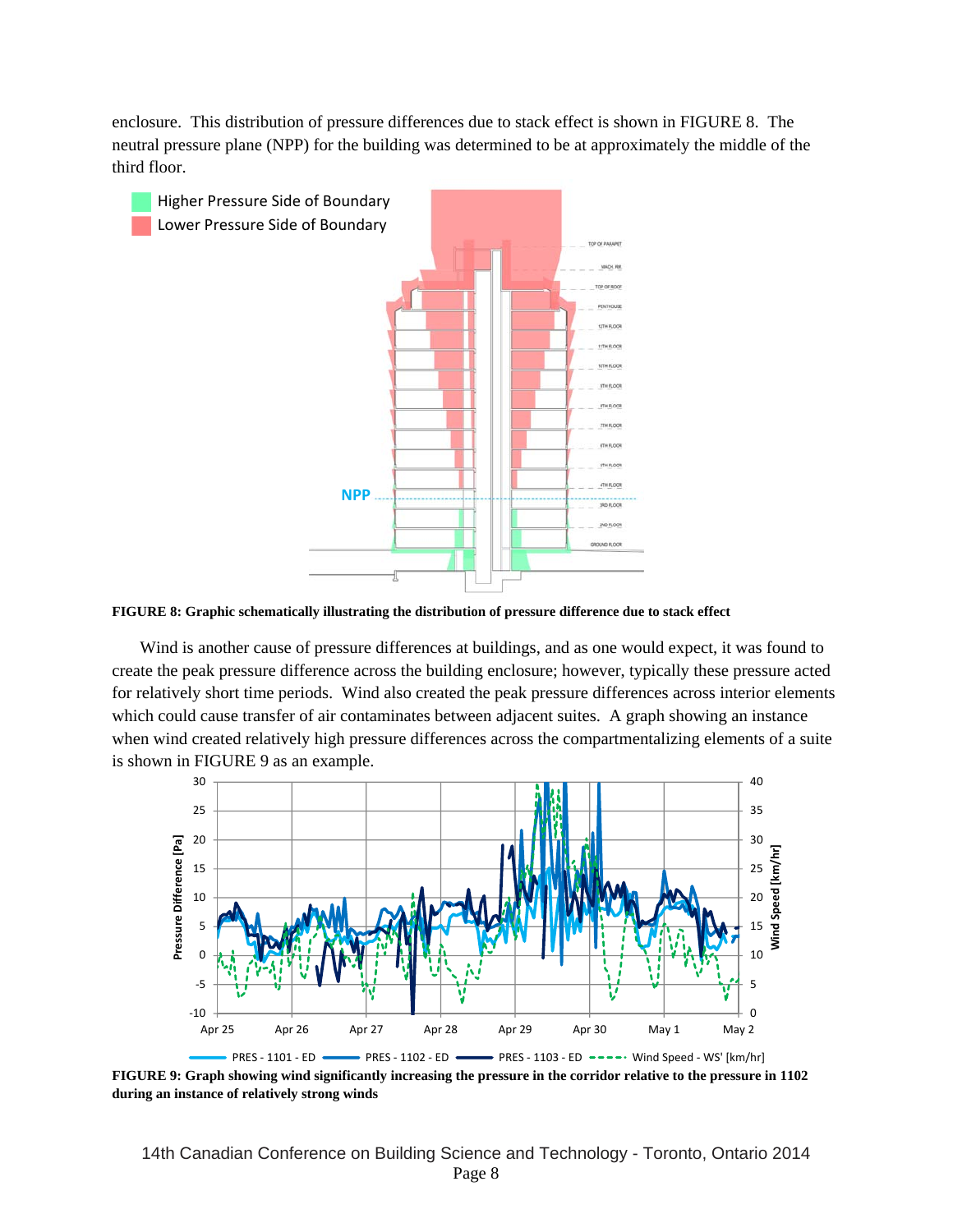enclosure. This distribution of pressure differences due to stack effect is shown in FIGURE 8. The neutral pressure plane (NPP) for the building was determined to be at approximately the middle of the third floor.

**FIGURE 8: Graphic schematically illustrating the distribution of pressure difference due to stack effect**

Wind is another cause of pressure differences at buildings, and as one would expect, it was found to create the peak pressure difference across the building enclosure; however, typically these pressure acted for relatively short time periods. Wind also created the peak pressure differences across interior elements which could cause transfer of air contaminates between adjacent suites. A graph showing an instance when wind created relatively high pressure differences across the compartmentalizing elements of a suite is shown in FIGURE 9 as an example.

**FIGURE 9: Graph showing wind significantly increasing the pressure in the corridor relative to the pressure in 1102 during an instance of relatively strong winds**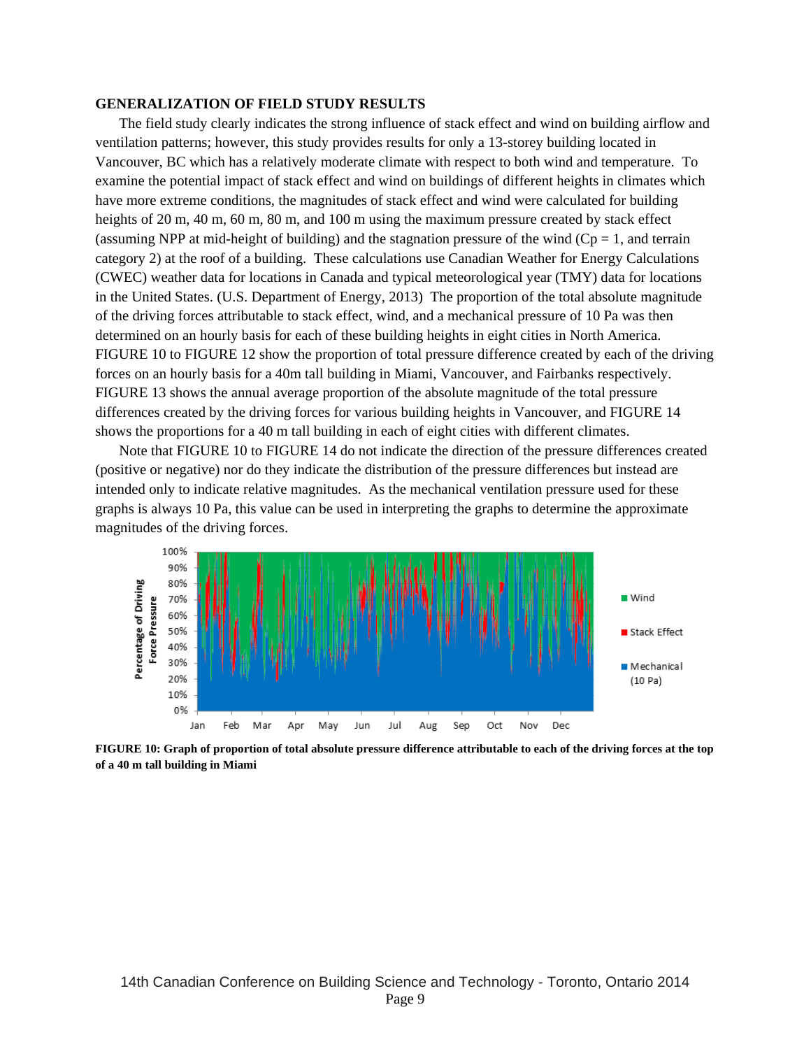**GENERALIZATION OF FIELD STUDY RESULTS**

The field study clearly indicates the strong influence of stack effect and wind on building airflow and ventilation patterns; however, this study provides results for only a 13-storey building located in Vancouver, BC which has a relatively moderate climate with respect to both wind and temperature. To examine the potential impact of stack effect and wind on buildings of different heights in climates which have more extreme conditions, the magnitudes of stack effect and wind were calculated for building heights of 20 m, 40 m, 60 m, 80 m, and 100 m using the maximum pressure created by stack effect (assuming NPP at mid-height of building) and the stagnation pressure of the wind (Cp = 1, and terrain category 2) at the roof of a building. These calculations use Canadian Weather for Energy Calculations (CWEC) weather data for locations in Canada and typical meteorological year (TMY) data for locations in the United States. (U.S. Department of Energy, 2013) The proportion of the total absolute magnitude of the driving forces attributable to stack effect, wind, and a mechanical pressure of 10 Pa was then determined on an hourly basis for each of these building heights in eight cities in North America. FIGURE 10 to FIGURE 12 show the proportion of total pressure difference created by each of the driving forces on an hourly basis for a 40m tall building in Miami, Vancouver, and Fairbanks respectively. FIGURE 13 shows the annual average proportion of the absolute magnitude of the total pressure differences created by the driving forces for various building heights in Vancouver, and FIGURE 14 shows the proportions for a 40 m tall building in each of eight cities with different climates.

Note that FIGURE 10 to FIGURE 14 do not indicate the direction of the pressure differences created (positive or negative) nor do they indicate the distribution of the pressure differences but instead are intended only to indicate relative magnitudes. As the mechanical ventilation pressure used for these graphs is always 10 Pa, this value can be used in interpreting the graphs to determine the approximate magnitudes of the driving forces.

**FIGURE 10: Graph of proportion of total absolute pressure difference attributable to each of the driving forces at the top of a 40 m tall building in Miami**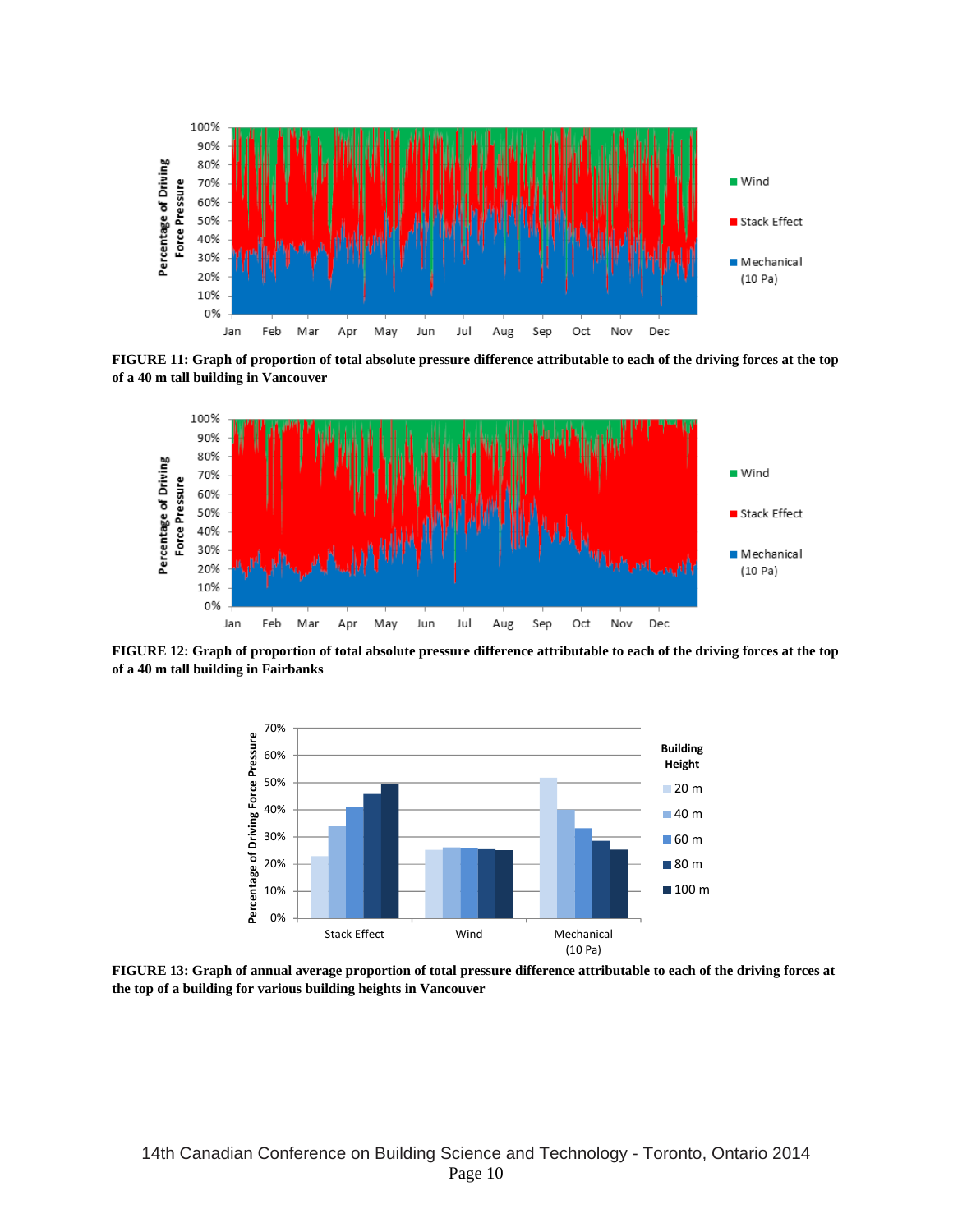**FIGURE 11: Graph of proportion of total absolute pressure difference attributable to each of the driving forces at the top of a 40 m tall building in Vancouver**

**FIGURE 12: Graph of proportion of total absolute pressure difference attributable to each of the driving forces at the top of a 40 m tall building in Fairbanks**

**FIGURE 13: Graph of annual average proportion of total pressure difference attributable to each of the driving forces at the top of a building for various building heights in Vancouver**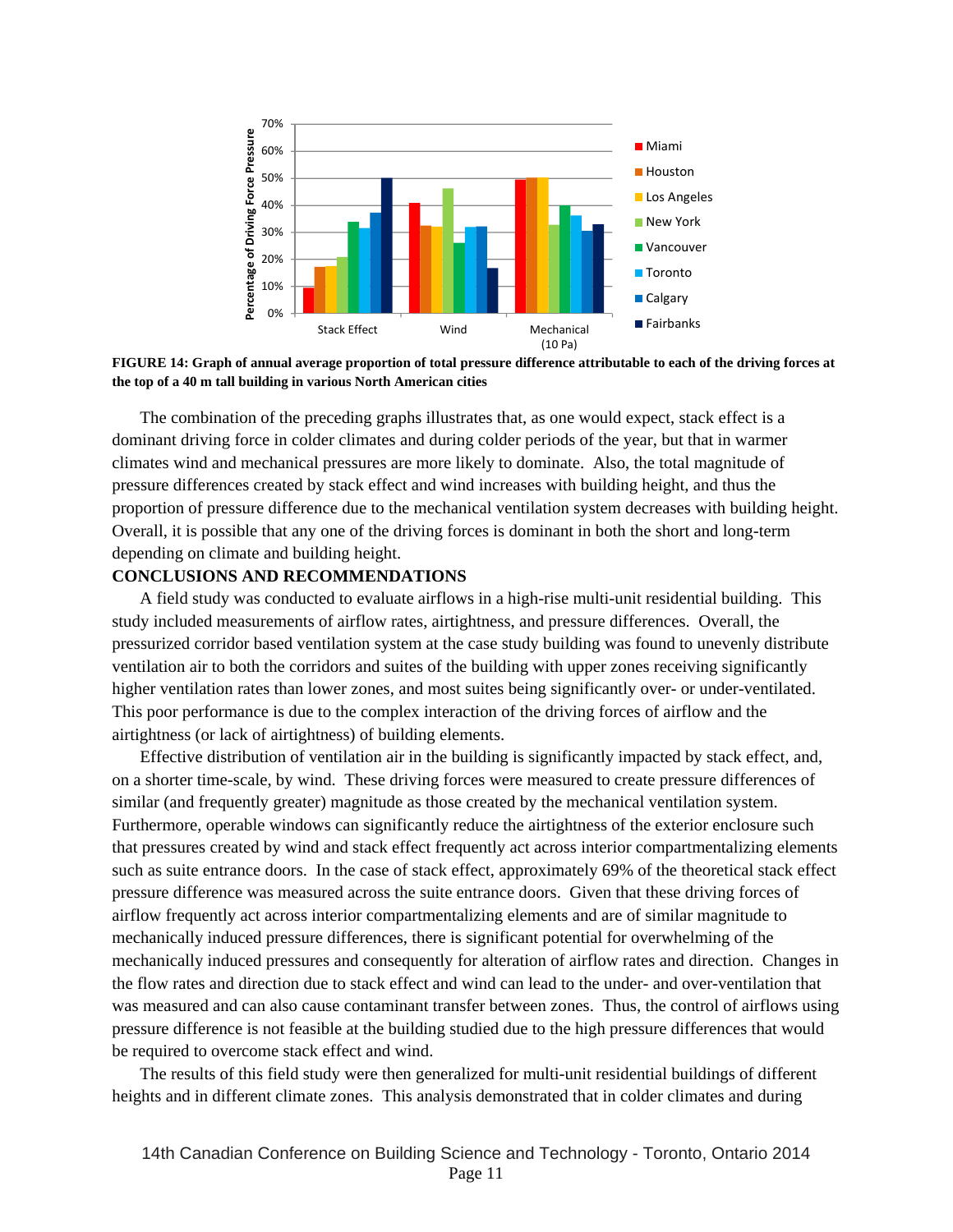FIGURE 14: Graph of annual average proportion of total pressure difference attributable to each of the driving forces at the top of a 40 m tall building in various North American cities

The combination of the preceding graphs illustrates that, as one would expect, stack effect is a dominant driving force in colder climates and during colder periods of the year, but that in warmer climates wind and mechanical pressures are more likely to dominate. Also, the total magnitude of pressure differences created by stack effect and wind increases with building height, and thus the proportion of pressure difference due to the mechanical ventilation system decreases with building height. Overall, it is possible that any one of the driving forces is dominant in both the short and long-term depending on climate and building height.

## CONCLUSIONS AND RECOMMENDATIONS

A field study was conducted to evaluate airflows in a high-rise multi-unit residential building. This study included measurements of airflow rates, airtightness, and pressure differences. Overall, the pressurized corridor based ventilation system at the case study building was found to unevenly distribute ventilation air to both the corridors and suites of the building with upper zones receiving significantly higher ventilation rates than lower zones, and most suites being significantly over- or under-ventilated. This poor performance is due to the complex interaction of the driving forces of airflow and the airtightness (or lack of airtightness) of building elements.

Effective distribution of ventilation air in the building is significantly impacted by stack effect, and, on a shorter time-scale, by wind. These driving forces were measured to create pressure differences of similar (and frequently greater) magnitude as those created by the mechanical ventilation system. Furthermore, operable windows can significantly reduce the airtightness of the exterior enclosure such that pressures created by wind and stack effect frequently act across interior compartmentalizing elements such as suite entrance doors. In the case of stack effect, approximately 69% of the theoretical stack effect pressure difference was measured across the suite entrance doors. Given that these driving forces of airflow frequently act across interior compartmentalizing elements and are of similar magnitude to mechanically induced pressure differences, there is significant potential for overwhelming of the mechanically induced pressures and consequently for alteration of airflow rates and direction. Changes in the flow rates and direction due to stack effect and wind can lead to the under- and over-ventilation that was measured and can also cause contaminant transfer between zones. Thus, the control of airflows using pressure difference is not feasible at the building studied due to the high pressure differences that would be required to overcome stack effect and wind.

The results of this field study were then generalized for multi-unit residential buildings of different heights and in different climate zones. This analysis demonstrated that in colder climates and during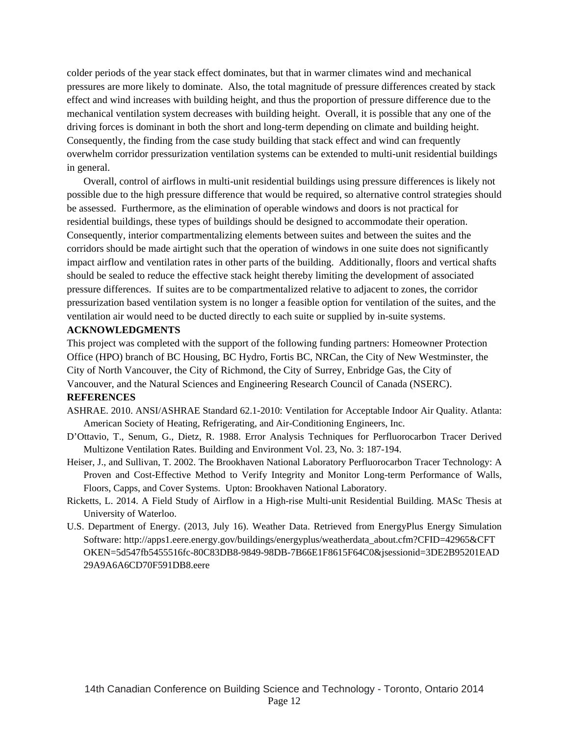colder periods of the year stack effect dominates, but that in warmer climates wind and mechanical pressures are more likely to dominate. Also, the total magnitude of pressure differences created by stack effect and wind increases with building height, and thus the proportion of pressure difference due to the mechanical ventilation system decreases with building height. Overall, it is possible that any one of the driving forces is dominant in both the short and long-term depending on climate and building height. Consequently, the finding from the case study building that stack effect and wind can frequently overwhelm corridor pressurization ventilation systems can be extended to multi-unit residential buildings in general.

Overall, control of airflows in multi-unit residential buildings using pressure differences is likely not possible due to the high pressure difference that would be required, so alternative control strategies should be assessed. Furthermore, as the elimination of operable windows and doors is not practical for residential buildings, these types of buildings should be designed to accommodate their operation. Consequently, interior compartmentalizing elements between suites and between the suites and the corridors should be made airtight such that the operation of windows in one suite does not significantly impact airflow and ventilation rates in other parts of the building. Additionally, floors and vertical shafts should be sealed to reduce the effective stack height thereby limiting the development of associated pressure differences. If suites are to be compartmentalized relative to adjacent to zones, the corridor pressurization based ventilation system is no longer a feasible option for ventilation of the suites, and the ventilation air would need to be ducted directly to each suite or supplied by in-suite systems.

## ACKNOWLEDGMENTS

This project was completed with the support of the following funding partners: Homeowner Protection Office (HPO) branch of BC Housing, BC Hydro, Fortis BC, NRCan, the City of New Westminster, the City of North Vancouver, the City of Richmond, the City of Surrey, Enbridge Gas, the City of Vancouver, and the Natural Sciences and Engineering Research Council of Canada (NSERC).

## REFERENCES

ASHRAE. 2010. ANSI/ASHRAE Standard 62.1-2010: Ventilation for Acceptable Indoor Air Quality. Atlanta: American Society of Heating, Refrigerating, and Air-Conditioning Engineers, Inc.

D'Ottavio, T., Senum, G., Dietz, R. 1988. Error Analysis Techniques for Perfluorocarbon Tracer Derived Multizone Ventilation Rates. Building and Environment Vol. 23, No. 3: 187-194.

Heiser, J., and Sullivan, T. 2002. The Brookhaven National Laboratory Perfluorocarbon Tracer Technology: A Proven and Cost-Effective Method to Verify Integrity and Monitor Long-term Performance of Walls, Floors, Capps, and Cover Systems. Upton: Brookhaven National Laboratory.

Ricketts, L. 2014. A Field Study of Airflow in a High-rise Multi-unit Residential Building. MASc Thesis at University of Waterloo.

U.S. Department of Energy. (2013, July 16). Weather Data. Retrieved from EnergyPlus Energy Simulation Software: http://apps1.eere.energy.gov/buildings/energyplus/weatherdata_about.cfm?CFID=42965&CFTOKEN=5d547fb5455516fc-80C83DB8-9849-98DB-7B66E1F8615F64C0&jsessionid=3DE2B95201EAD29A9A6A6CD70F591DB8.eere